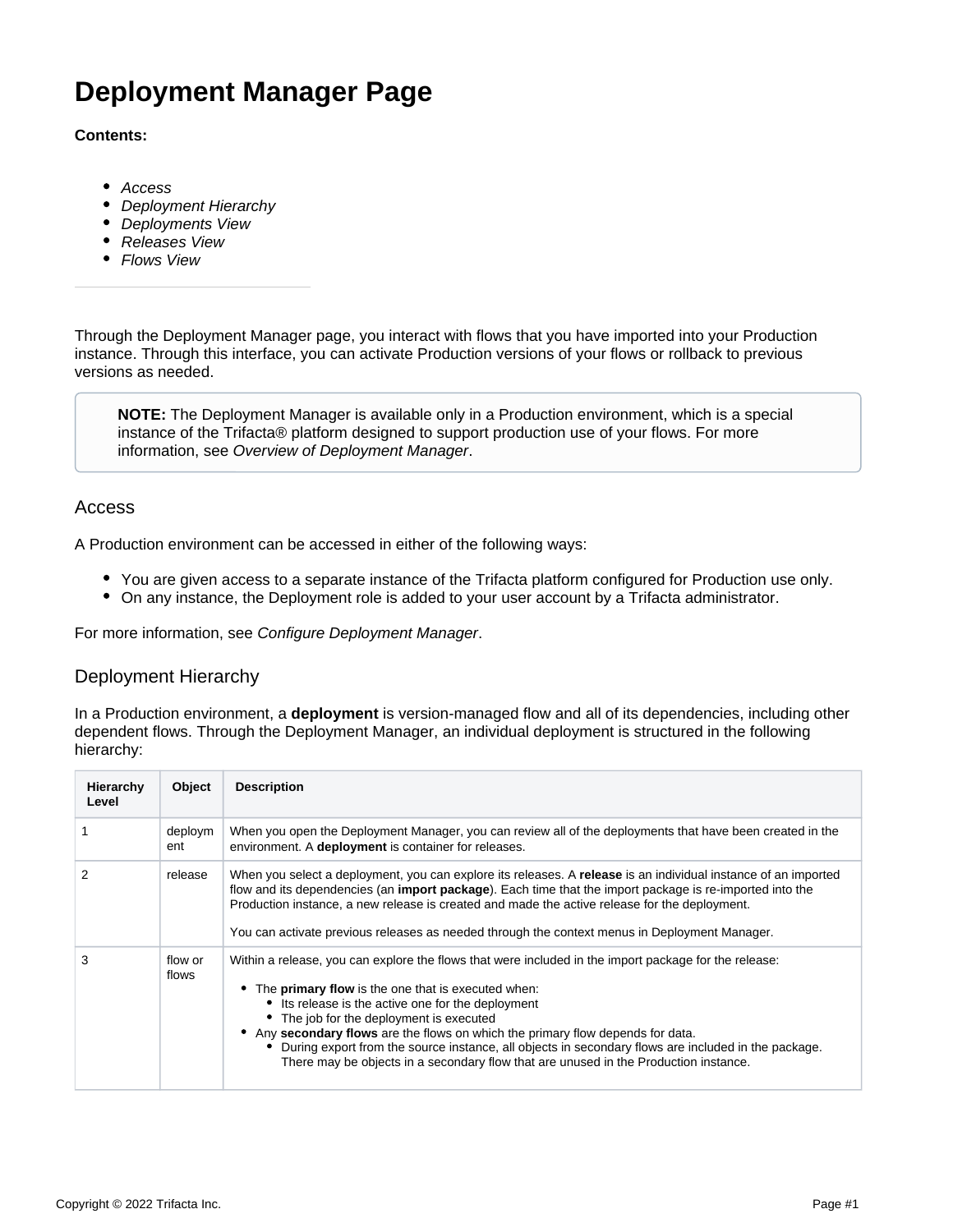# Deployment Manager Page

**Contents:**

- *Access*
- *Deployment Hierarchy*
- *Deployments View*
- *Releases View*
- *Flows View*

Through the Deployment Manager page, you interact with flows that you have imported into your Production instance. Through this interface, you can activate Production versions of your flows or rollback to previous versions as needed.

> **NOTE:** The Deployment Manager is available only in a Production environment, which is a special instance of the Trifacta® platform designed to support production use of your flows. For more information, see *Overview of Deployment Manager*.

## Access

A Production environment can be accessed in either of the following ways:

- You are given access to a separate instance of the Trifacta platform configured for Production use only.
- On any instance, the Deployment role is added to your user account by a Trifacta administrator.

For more information, see *Configure Deployment Manager*.

## Deployment Hierarchy

In a Production environment, a **deployment** is version-managed flow and all of its dependencies, including other dependent flows. Through the Deployment Manager, an individual deployment is structured in the following hierarchy:

| Hierarchy Level | Object | Description |
|---|---|---|
| 1 | deployment | When you open the Deployment Manager, you can review all of the deployments that have been created in the environment. A **deployment** is container for releases. |
| 2 | release | When you select a deployment, you can explore its releases. A **release** is an individual instance of an imported flow and its dependencies (an **import package**). Each time that the import package is re-imported into the Production instance, a new release is created and made the active release for the deployment.<br><br>You can activate previous releases as needed through the context menus in Deployment Manager. |
| 3 | flow or flows | Within a release, you can explore the flows that were included in the import package for the release:<br>• The **primary flow** is the one that is executed when:<br>&nbsp;&nbsp;◦ Its release is the active one for the deployment<br>&nbsp;&nbsp;◦ The job for the deployment is executed<br>• Any **secondary flows** are the flows on which the primary flow depends for data.<br>&nbsp;&nbsp;◦ During export from the source instance, all objects in secondary flows are included in the package. There may be objects in a secondary flow that are unused in the Production instance. |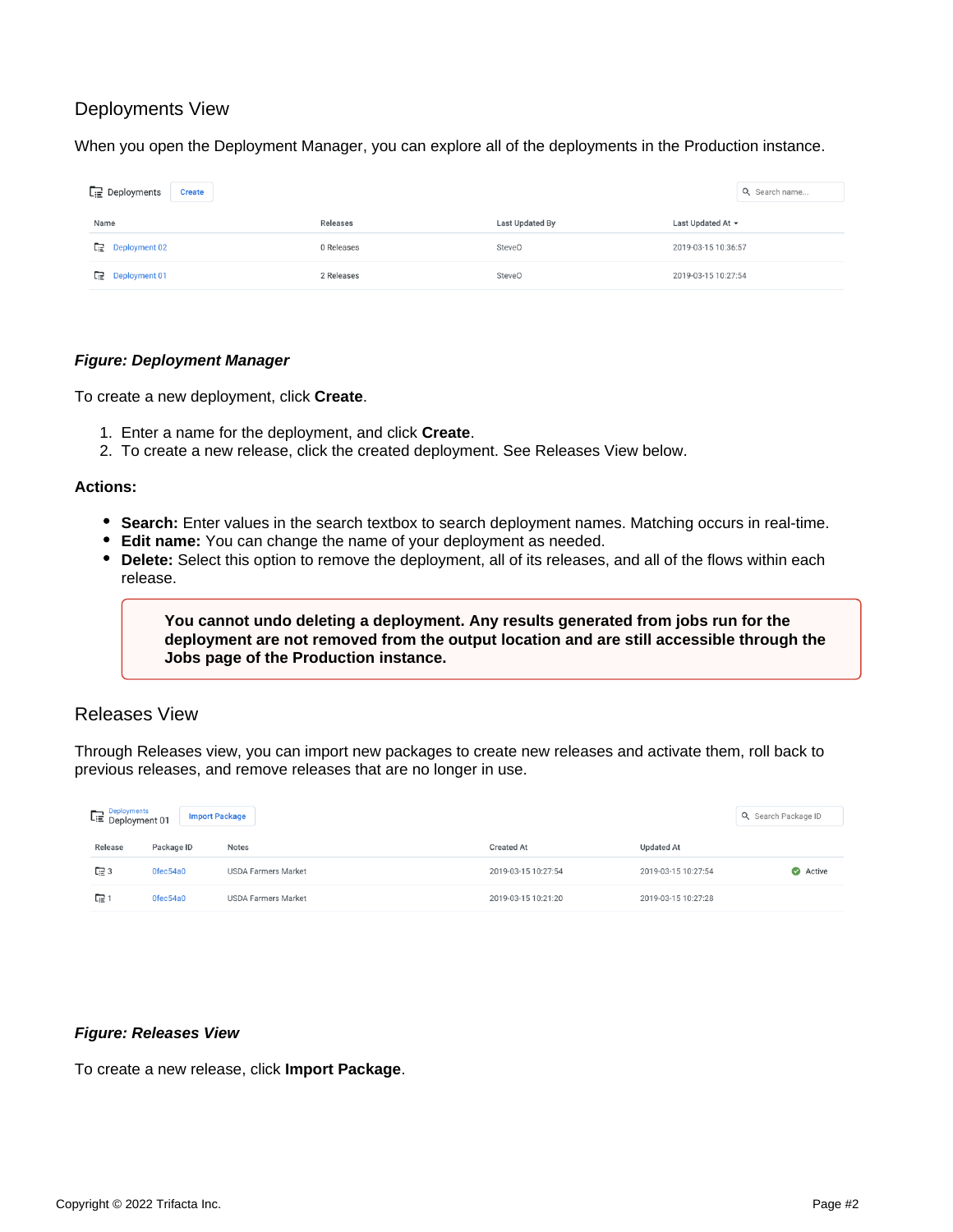## Deployments View

When you open the Deployment Manager, you can explore all of the deployments in the Production instance.

Deployments | Create | Search name...

| Name | Releases | Last Updated By | Last Updated At |
|---|---|---|---|
| Deployment 02 | 0 Releases | SteveO | 2019-03-15 10:36:57 |
| Deployment 01 | 2 Releases | SteveO | 2019-03-15 10:27:54 |

***Figure: Deployment Manager***

To create a new deployment, click **Create**.

1. Enter a name for the deployment, and click **Create**.
2. To create a new release, click the created deployment. See Releases View below.

**Actions:**

- **Search:** Enter values in the search textbox to search deployment names. Matching occurs in real-time.
- **Edit name:** You can change the name of your deployment as needed.
- **Delete:** Select this option to remove the deployment, all of its releases, and all of the flows within each release.

> **You cannot undo deleting a deployment. Any results generated from jobs run for the deployment are not removed from the output location and are still accessible through the Jobs page of the Production instance.**

## Releases View

Through Releases view, you can import new packages to create new releases and activate them, roll back to previous releases, and remove releases that are no longer in use.

Deployments / Deployment 01 | Import Package | Search Package ID

| Release | Package ID | Notes | Created At | Updated At | |
|---|---|---|---|---|---|
| 3 | 0fec54a0 | USDA Farmers Market | 2019-03-15 10:27:54 | 2019-03-15 10:27:54 | Active |
| 1 | 0fec54a0 | USDA Farmers Market | 2019-03-15 10:21:20 | 2019-03-15 10:27:28 | |

***Figure: Releases View***

To create a new release, click **Import Package**.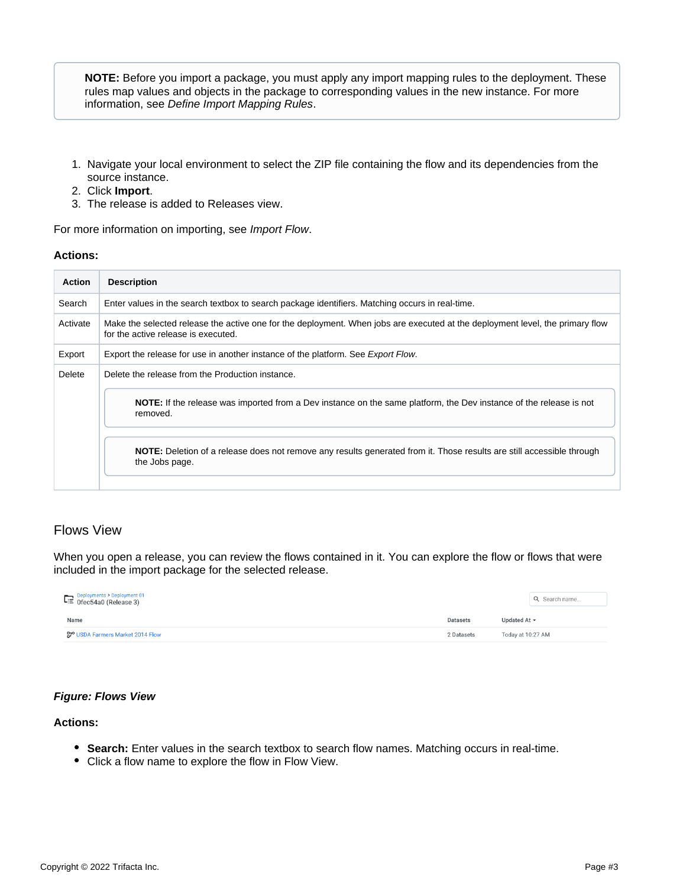> **NOTE:** Before you import a package, you must apply any import mapping rules to the deployment. These rules map values and objects in the package to corresponding values in the new instance. For more information, see *Define Import Mapping Rules*.

1. Navigate your local environment to select the ZIP file containing the flow and its dependencies from the source instance.
2. Click **Import**.
3. The release is added to Releases view.

For more information on importing, see *Import Flow*.

**Actions:**

| Action | Description |
| --- | --- |
| Search | Enter values in the search textbox to search package identifiers. Matching occurs in real-time. |
| Activate | Make the selected release the active one for the deployment. When jobs are executed at the deployment level, the primary flow for the active release is executed. |
| Export | Export the release for use in another instance of the platform. See *Export Flow*. |
| Delete | Delete the release from the Production instance.<br><br>**NOTE:** If the release was imported from a Dev instance on the same platform, the Dev instance of the release is not removed.<br><br>**NOTE:** Deletion of a release does not remove any results generated from it. Those results are still accessible through the Jobs page. |

## Flows View

When you open a release, you can review the flows contained in it. You can explore the flow or flows that were included in the import package for the selected release.

***Figure: Flows View***

**Actions:**

- **Search:** Enter values in the search textbox to search flow names. Matching occurs in real-time.
- Click a flow name to explore the flow in Flow View.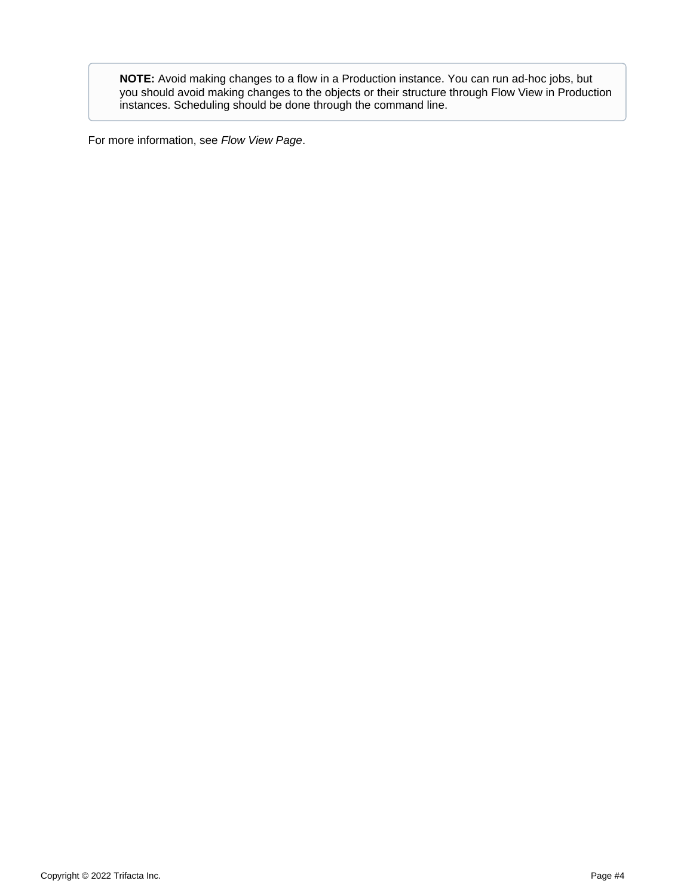> **NOTE:** Avoid making changes to a flow in a Production instance. You can run ad-hoc jobs, but you should avoid making changes to the objects or their structure through Flow View in Production instances. Scheduling should be done through the command line.

For more information, see *Flow View Page*.